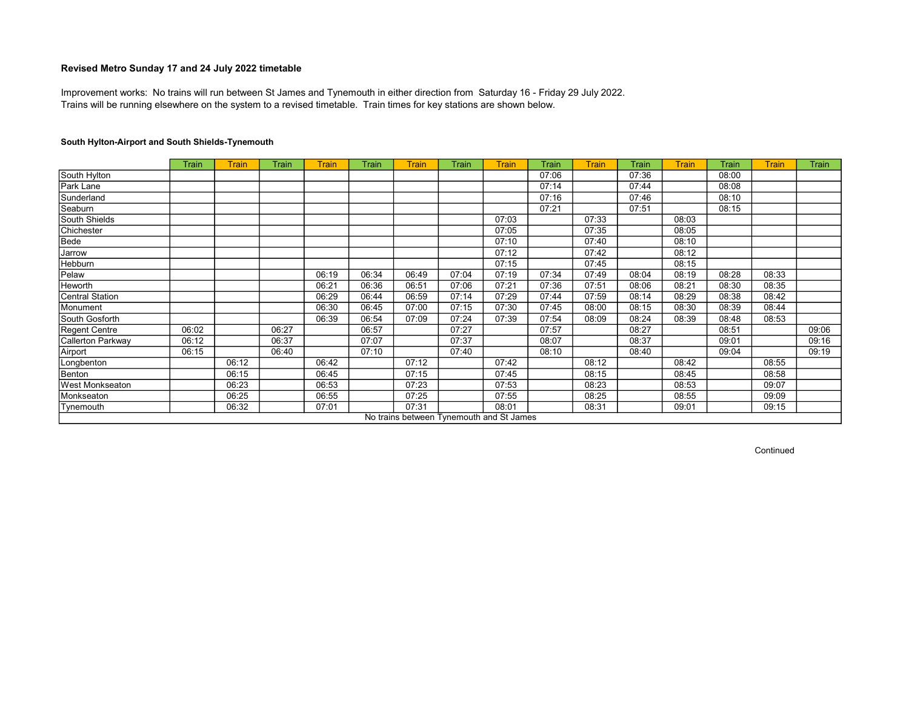**Revised Metro Sunday 17 and 24 July 2022 timetable**

Improvement works: No trains will run between St James and Tynemouth in either direction from Saturday 16 - Friday 29 July 2022.
Trains will be running elsewhere on the system to a revised timetable. Train times for key stations are shown below.

**South Hylton-Airport and South Shields-Tynemouth**

| | Train | Train | Train | Train | Train | Train | Train | Train | Train | Train | Train | Train | Train | Train | Train |
|---|---|---|---|---|---|---|---|---|---|---|---|---|---|---|---|
| South Hylton | | | | | | | | | 07:06 | | 07:36 | | 08:00 | | |
| Park Lane | | | | | | | | | 07:14 | | 07:44 | | 08:08 | | |
| Sunderland | | | | | | | | | 07:16 | | 07:46 | | 08:10 | | |
| Seaburn | | | | | | | | | 07:21 | | 07:51 | | 08:15 | | |
| South Shields | | | | | | | | 07:03 | | 07:33 | | 08:03 | | | |
| Chichester | | | | | | | | 07:05 | | 07:35 | | 08:05 | | | |
| Bede | | | | | | | | 07:10 | | 07:40 | | 08:10 | | | |
| Jarrow | | | | | | | | 07:12 | | 07:42 | | 08:12 | | | |
| Hebburn | | | | | | | | 07:15 | | 07:45 | | 08:15 | | | |
| Pelaw | | | | 06:19 | 06:34 | 06:49 | 07:04 | 07:19 | 07:34 | 07:49 | 08:04 | 08:19 | 08:28 | 08:33 | |
| Heworth | | | | 06:21 | 06:36 | 06:51 | 07:06 | 07:21 | 07:36 | 07:51 | 08:06 | 08:21 | 08:30 | 08:35 | |
| Central Station | | | | 06:29 | 06:44 | 06:59 | 07:14 | 07:29 | 07:44 | 07:59 | 08:14 | 08:29 | 08:38 | 08:42 | |
| Monument | | | | 06:30 | 06:45 | 07:00 | 07:15 | 07:30 | 07:45 | 08:00 | 08:15 | 08:30 | 08:39 | 08:44 | |
| South Gosforth | | | | 06:39 | 06:54 | 07:09 | 07:24 | 07:39 | 07:54 | 08:09 | 08:24 | 08:39 | 08:48 | 08:53 | |
| Regent Centre | 06:02 | | 06:27 | | 06:57 | | 07:27 | | 07:57 | | 08:27 | | 08:51 | | 09:06 |
| Callerton Parkway | 06:12 | | 06:37 | | 07:07 | | 07:37 | | 08:07 | | 08:37 | | 09:01 | | 09:16 |
| Airport | 06:15 | | 06:40 | | 07:10 | | 07:40 | | 08:10 | | 08:40 | | 09:04 | | 09:19 |
| Longbenton | | 06:12 | | 06:42 | | 07:12 | | 07:42 | | 08:12 | | 08:42 | | 08:55 | |
| Benton | | 06:15 | | 06:45 | | 07:15 | | 07:45 | | 08:15 | | 08:45 | | 08:58 | |
| West Monkseaton | | 06:23 | | 06:53 | | 07:23 | | 07:53 | | 08:23 | | 08:53 | | 09:07 | |
| Monkseaton | | 06:25 | | 06:55 | | 07:25 | | 07:55 | | 08:25 | | 08:55 | | 09:09 | |
| Tynemouth | | 06:32 | | 07:01 | | 07:31 | | 08:01 | | 08:31 | | 09:01 | | 09:15 | |

No trains between Tynemouth and St James

Continued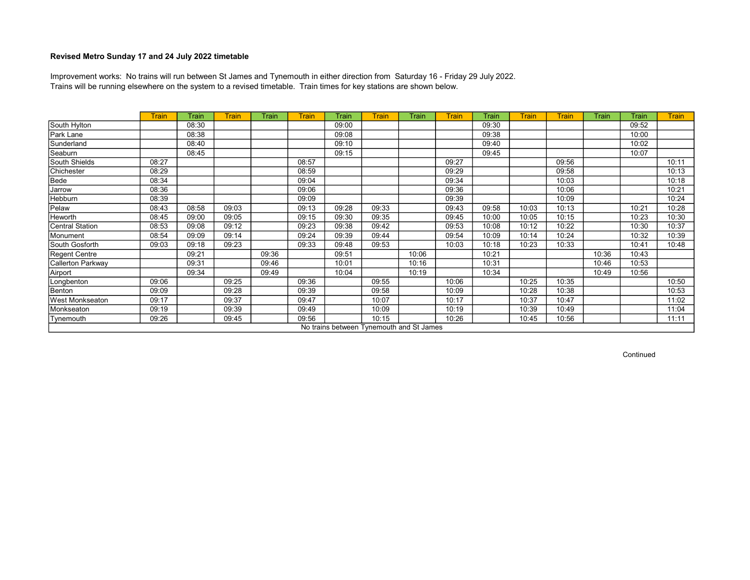**Revised Metro Sunday 17 and 24 July 2022 timetable**

Improvement works: No trains will run between St James and Tynemouth in either direction from Saturday 16 - Friday 29 July 2022.
Trains will be running elsewhere on the system to a revised timetable. Train times for key stations are shown below.

| | Train | Train | Train | Train | Train | Train | Train | Train | Train | Train | Train | Train | Train | Train | Train |
|---|---|---|---|---|---|---|---|---|---|---|---|---|---|---|---|
| South Hylton | | 08:30 | | | | 09:00 | | | | 09:30 | | | | 09:52 | |
| Park Lane | | 08:38 | | | | 09:08 | | | | 09:38 | | | | 10:00 | |
| Sunderland | | 08:40 | | | | 09:10 | | | | 09:40 | | | | 10:02 | |
| Seaburn | | 08:45 | | | | 09:15 | | | | 09:45 | | | | 10:07 | |
| South Shields | 08:27 | | | | 08:57 | | | | 09:27 | | | 09:56 | | | 10:11 |
| Chichester | 08:29 | | | | 08:59 | | | | 09:29 | | | 09:58 | | | 10:13 |
| Bede | 08:34 | | | | 09:04 | | | | 09:34 | | | 10:03 | | | 10:18 |
| Jarrow | 08:36 | | | | 09:06 | | | | 09:36 | | | 10:06 | | | 10:21 |
| Hebburn | 08:39 | | | | 09:09 | | | | 09:39 | | | 10:09 | | | 10:24 |
| Pelaw | 08:43 | 08:58 | 09:03 | | 09:13 | 09:28 | 09:33 | | 09:43 | 09:58 | 10:03 | 10:13 | | 10:21 | 10:28 |
| Heworth | 08:45 | 09:00 | 09:05 | | 09:15 | 09:30 | 09:35 | | 09:45 | 10:00 | 10:05 | 10:15 | | 10:23 | 10:30 |
| Central Station | 08:53 | 09:08 | 09:12 | | 09:23 | 09:38 | 09:42 | | 09:53 | 10:08 | 10:12 | 10:22 | | 10:30 | 10:37 |
| Monument | 08:54 | 09:09 | 09:14 | | 09:24 | 09:39 | 09:44 | | 09:54 | 10:09 | 10:14 | 10:24 | | 10:32 | 10:39 |
| South Gosforth | 09:03 | 09:18 | 09:23 | | 09:33 | 09:48 | 09:53 | | 10:03 | 10:18 | 10:23 | 10:33 | | 10:41 | 10:48 |
| Regent Centre | | 09:21 | | 09:36 | | 09:51 | | 10:06 | | 10:21 | | | 10:36 | 10:43 | |
| Callerton Parkway | | 09:31 | | 09:46 | | 10:01 | | 10:16 | | 10:31 | | | 10:46 | 10:53 | |
| Airport | | 09:34 | | 09:49 | | 10:04 | | 10:19 | | 10:34 | | | 10:49 | 10:56 | |
| Longbenton | 09:06 | | 09:25 | | 09:36 | | 09:55 | | 10:06 | | 10:25 | 10:35 | | | 10:50 |
| Benton | 09:09 | | 09:28 | | 09:39 | | 09:58 | | 10:09 | | 10:28 | 10:38 | | | 10:53 |
| West Monkseaton | 09:17 | | 09:37 | | 09:47 | | 10:07 | | 10:17 | | 10:37 | 10:47 | | | 11:02 |
| Monkseaton | 09:19 | | 09:39 | | 09:49 | | 10:09 | | 10:19 | | 10:39 | 10:49 | | | 11:04 |
| Tynemouth | 09:26 | | 09:45 | | 09:56 | | 10:15 | | 10:26 | | 10:45 | 10:56 | | | 11:11 |
| No trains between Tynemouth and St James | | | | | | | | | | | | | | | |

Continued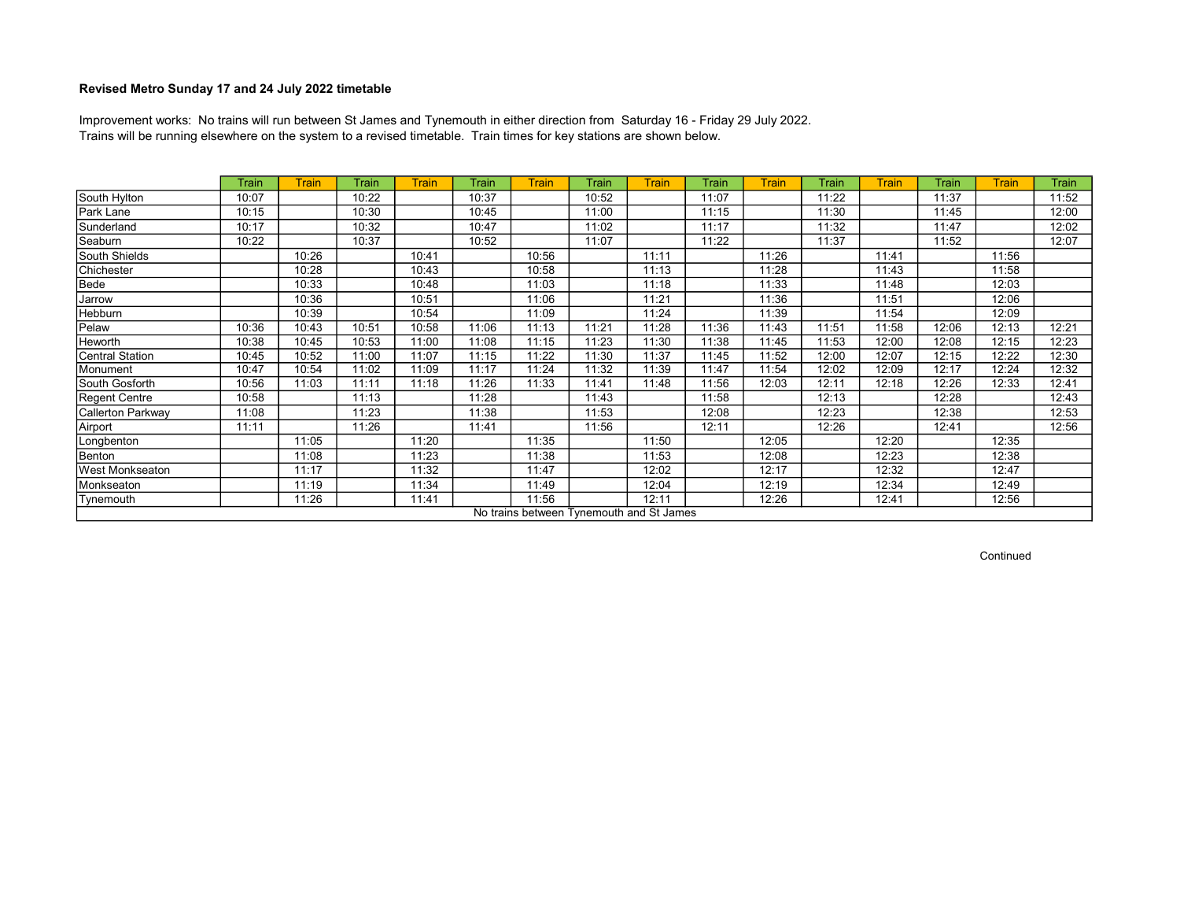**Revised Metro Sunday 17 and 24 July 2022 timetable**

Improvement works: No trains will run between St James and Tynemouth in either direction from Saturday 16 - Friday 29 July 2022.
Trains will be running elsewhere on the system to a revised timetable. Train times for key stations are shown below.

| | Train | Train | Train | Train | Train | Train | Train | Train | Train | Train | Train | Train | Train | Train | Train |
|---|---|---|---|---|---|---|---|---|---|---|---|---|---|---|---|
| South Hylton | 10:07 | | 10:22 | | 10:37 | | 10:52 | | 11:07 | | 11:22 | | 11:37 | | 11:52 |
| Park Lane | 10:15 | | 10:30 | | 10:45 | | 11:00 | | 11:15 | | 11:30 | | 11:45 | | 12:00 |
| Sunderland | 10:17 | | 10:32 | | 10:47 | | 11:02 | | 11:17 | | 11:32 | | 11:47 | | 12:02 |
| Seaburn | 10:22 | | 10:37 | | 10:52 | | 11:07 | | 11:22 | | 11:37 | | 11:52 | | 12:07 |
| South Shields | | 10:26 | | 10:41 | | 10:56 | | 11:11 | | 11:26 | | 11:41 | | 11:56 | |
| Chichester | | 10:28 | | 10:43 | | 10:58 | | 11:13 | | 11:28 | | 11:43 | | 11:58 | |
| Bede | | 10:33 | | 10:48 | | 11:03 | | 11:18 | | 11:33 | | 11:48 | | 12:03 | |
| Jarrow | | 10:36 | | 10:51 | | 11:06 | | 11:21 | | 11:36 | | 11:51 | | 12:06 | |
| Hebburn | | 10:39 | | 10:54 | | 11:09 | | 11:24 | | 11:39 | | 11:54 | | 12:09 | |
| Pelaw | 10:36 | 10:43 | 10:51 | 10:58 | 11:06 | 11:13 | 11:21 | 11:28 | 11:36 | 11:43 | 11:51 | 11:58 | 12:06 | 12:13 | 12:21 |
| Heworth | 10:38 | 10:45 | 10:53 | 11:00 | 11:08 | 11:15 | 11:23 | 11:30 | 11:38 | 11:45 | 11:53 | 12:00 | 12:08 | 12:15 | 12:23 |
| Central Station | 10:45 | 10:52 | 11:00 | 11:07 | 11:15 | 11:22 | 11:30 | 11:37 | 11:45 | 11:52 | 12:00 | 12:07 | 12:15 | 12:22 | 12:30 |
| Monument | 10:47 | 10:54 | 11:02 | 11:09 | 11:17 | 11:24 | 11:32 | 11:39 | 11:47 | 11:54 | 12:02 | 12:09 | 12:17 | 12:24 | 12:32 |
| South Gosforth | 10:56 | 11:03 | 11:11 | 11:18 | 11:26 | 11:33 | 11:41 | 11:48 | 11:56 | 12:03 | 12:11 | 12:18 | 12:26 | 12:33 | 12:41 |
| Regent Centre | 10:58 | | 11:13 | | 11:28 | | 11:43 | | 11:58 | | 12:13 | | 12:28 | | 12:43 |
| Callerton Parkway | 11:08 | | 11:23 | | 11:38 | | 11:53 | | 12:08 | | 12:23 | | 12:38 | | 12:53 |
| Airport | 11:11 | | 11:26 | | 11:41 | | 11:56 | | 12:11 | | 12:26 | | 12:41 | | 12:56 |
| Longbenton | | 11:05 | | 11:20 | | 11:35 | | 11:50 | | 12:05 | | 12:20 | | 12:35 | |
| Benton | | 11:08 | | 11:23 | | 11:38 | | 11:53 | | 12:08 | | 12:23 | | 12:38 | |
| West Monkseaton | | 11:17 | | 11:32 | | 11:47 | | 12:02 | | 12:17 | | 12:32 | | 12:47 | |
| Monkseaton | | 11:19 | | 11:34 | | 11:49 | | 12:04 | | 12:19 | | 12:34 | | 12:49 | |
| Tynemouth | | 11:26 | | 11:41 | | 11:56 | | 12:11 | | 12:26 | | 12:41 | | 12:56 | |
| No trains between Tynemouth and St James | | | | | | | | | | | | | | | |

Continued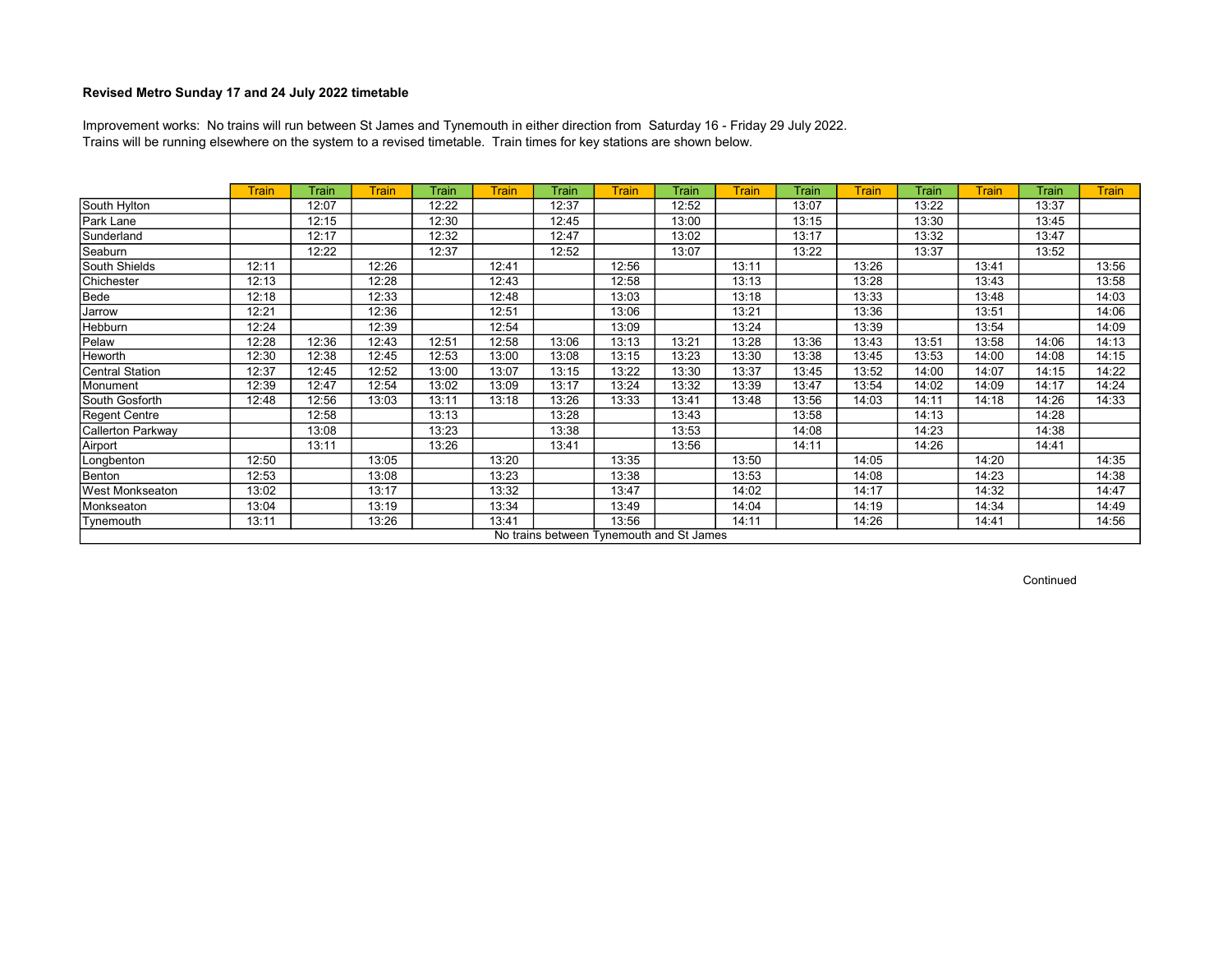**Revised Metro Sunday 17 and 24 July 2022 timetable**

Improvement works: No trains will run between St James and Tynemouth in either direction from Saturday 16 - Friday 29 July 2022.
Trains will be running elsewhere on the system to a revised timetable. Train times for key stations are shown below.

| | Train | Train | Train | Train | Train | Train | Train | Train | Train | Train | Train | Train | Train | Train | Train |
|---|---|---|---|---|---|---|---|---|---|---|---|---|---|---|---|
| South Hylton | | 12:07 | | 12:22 | | 12:37 | | 12:52 | | 13:07 | | 13:22 | | 13:37 | |
| Park Lane | | 12:15 | | 12:30 | | 12:45 | | 13:00 | | 13:15 | | 13:30 | | 13:45 | |
| Sunderland | | 12:17 | | 12:32 | | 12:47 | | 13:02 | | 13:17 | | 13:32 | | 13:47 | |
| Seaburn | | 12:22 | | 12:37 | | 12:52 | | 13:07 | | 13:22 | | 13:37 | | 13:52 | |
| South Shields | 12:11 | | 12:26 | | 12:41 | | 12:56 | | 13:11 | | 13:26 | | 13:41 | | 13:56 |
| Chichester | 12:13 | | 12:28 | | 12:43 | | 12:58 | | 13:13 | | 13:28 | | 13:43 | | 13:58 |
| Bede | 12:18 | | 12:33 | | 12:48 | | 13:03 | | 13:18 | | 13:33 | | 13:48 | | 14:03 |
| Jarrow | 12:21 | | 12:36 | | 12:51 | | 13:06 | | 13:21 | | 13:36 | | 13:51 | | 14:06 |
| Hebburn | 12:24 | | 12:39 | | 12:54 | | 13:09 | | 13:24 | | 13:39 | | 13:54 | | 14:09 |
| Pelaw | 12:28 | 12:36 | 12:43 | 12:51 | 12:58 | 13:06 | 13:13 | 13:21 | 13:28 | 13:36 | 13:43 | 13:51 | 13:58 | 14:06 | 14:13 |
| Heworth | 12:30 | 12:38 | 12:45 | 12:53 | 13:00 | 13:08 | 13:15 | 13:23 | 13:30 | 13:38 | 13:45 | 13:53 | 14:00 | 14:08 | 14:15 |
| Central Station | 12:37 | 12:45 | 12:52 | 13:00 | 13:07 | 13:15 | 13:22 | 13:30 | 13:37 | 13:45 | 13:52 | 14:00 | 14:07 | 14:15 | 14:22 |
| Monument | 12:39 | 12:47 | 12:54 | 13:02 | 13:09 | 13:17 | 13:24 | 13:32 | 13:39 | 13:47 | 13:54 | 14:02 | 14:09 | 14:17 | 14:24 |
| South Gosforth | 12:48 | 12:56 | 13:03 | 13:11 | 13:18 | 13:26 | 13:33 | 13:41 | 13:48 | 13:56 | 14:03 | 14:11 | 14:18 | 14:26 | 14:33 |
| Regent Centre | | 12:58 | | 13:13 | | 13:28 | | 13:43 | | 13:58 | | 14:13 | | 14:28 | |
| Callerton Parkway | | 13:08 | | 13:23 | | 13:38 | | 13:53 | | 14:08 | | 14:23 | | 14:38 | |
| Airport | | 13:11 | | 13:26 | | 13:41 | | 13:56 | | 14:11 | | 14:26 | | 14:41 | |
| Longbenton | 12:50 | | 13:05 | | 13:20 | | 13:35 | | 13:50 | | 14:05 | | 14:20 | | 14:35 |
| Benton | 12:53 | | 13:08 | | 13:23 | | 13:38 | | 13:53 | | 14:08 | | 14:23 | | 14:38 |
| West Monkseaton | 13:02 | | 13:17 | | 13:32 | | 13:47 | | 14:02 | | 14:17 | | 14:32 | | 14:47 |
| Monkseaton | 13:04 | | 13:19 | | 13:34 | | 13:49 | | 14:04 | | 14:19 | | 14:34 | | 14:49 |
| Tynemouth | 13:11 | | 13:26 | | 13:41 | | 13:56 | | 14:11 | | 14:26 | | 14:41 | | 14:56 |
| No trains between Tynemouth and St James | | | | | | | | | | | | | | | |

Continued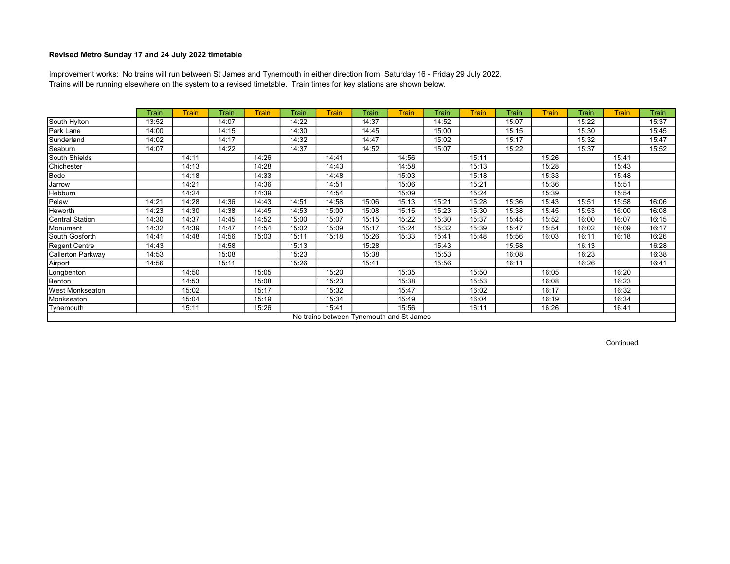**Revised Metro Sunday 17 and 24 July 2022 timetable**

Improvement works: No trains will run between St James and Tynemouth in either direction from Saturday 16 - Friday 29 July 2022.
Trains will be running elsewhere on the system to a revised timetable. Train times for key stations are shown below.

| | Train | Train | Train | Train | Train | Train | Train | Train | Train | Train | Train | Train | Train | Train | Train |
|---|---|---|---|---|---|---|---|---|---|---|---|---|---|---|---|
| South Hylton | 13:52 | | 14:07 | | 14:22 | | 14:37 | | 14:52 | | 15:07 | | 15:22 | | 15:37 |
| Park Lane | 14:00 | | 14:15 | | 14:30 | | 14:45 | | 15:00 | | 15:15 | | 15:30 | | 15:45 |
| Sunderland | 14:02 | | 14:17 | | 14:32 | | 14:47 | | 15:02 | | 15:17 | | 15:32 | | 15:47 |
| Seaburn | 14:07 | | 14:22 | | 14:37 | | 14:52 | | 15:07 | | 15:22 | | 15:37 | | 15:52 |
| South Shields | | 14:11 | | 14:26 | | 14:41 | | 14:56 | | 15:11 | | 15:26 | | 15:41 | |
| Chichester | | 14:13 | | 14:28 | | 14:43 | | 14:58 | | 15:13 | | 15:28 | | 15:43 | |
| Bede | | 14:18 | | 14:33 | | 14:48 | | 15:03 | | 15:18 | | 15:33 | | 15:48 | |
| Jarrow | | 14:21 | | 14:36 | | 14:51 | | 15:06 | | 15:21 | | 15:36 | | 15:51 | |
| Hebburn | | 14:24 | | 14:39 | | 14:54 | | 15:09 | | 15:24 | | 15:39 | | 15:54 | |
| Pelaw | 14:21 | 14:28 | 14:36 | 14:43 | 14:51 | 14:58 | 15:06 | 15:13 | 15:21 | 15:28 | 15:36 | 15:43 | 15:51 | 15:58 | 16:06 |
| Heworth | 14:23 | 14:30 | 14:38 | 14:45 | 14:53 | 15:00 | 15:08 | 15:15 | 15:23 | 15:30 | 15:38 | 15:45 | 15:53 | 16:00 | 16:08 |
| Central Station | 14:30 | 14:37 | 14:45 | 14:52 | 15:00 | 15:07 | 15:15 | 15:22 | 15:30 | 15:37 | 15:45 | 15:52 | 16:00 | 16:07 | 16:15 |
| Monument | 14:32 | 14:39 | 14:47 | 14:54 | 15:02 | 15:09 | 15:17 | 15:24 | 15:32 | 15:39 | 15:47 | 15:54 | 16:02 | 16:09 | 16:17 |
| South Gosforth | 14:41 | 14:48 | 14:56 | 15:03 | 15:11 | 15:18 | 15:26 | 15:33 | 15:41 | 15:48 | 15:56 | 16:03 | 16:11 | 16:18 | 16:26 |
| Regent Centre | 14:43 | | 14:58 | | 15:13 | | 15:28 | | 15:43 | | 15:58 | | 16:13 | | 16:28 |
| Callerton Parkway | 14:53 | | 15:08 | | 15:23 | | 15:38 | | 15:53 | | 16:08 | | 16:23 | | 16:38 |
| Airport | 14:56 | | 15:11 | | 15:26 | | 15:41 | | 15:56 | | 16:11 | | 16:26 | | 16:41 |
| Longbenton | | 14:50 | | 15:05 | | 15:20 | | 15:35 | | 15:50 | | 16:05 | | 16:20 | |
| Benton | | 14:53 | | 15:08 | | 15:23 | | 15:38 | | 15:53 | | 16:08 | | 16:23 | |
| West Monkseaton | | 15:02 | | 15:17 | | 15:32 | | 15:47 | | 16:02 | | 16:17 | | 16:32 | |
| Monkseaton | | 15:04 | | 15:19 | | 15:34 | | 15:49 | | 16:04 | | 16:19 | | 16:34 | |
| Tynemouth | | 15:11 | | 15:26 | | 15:41 | | 15:56 | | 16:11 | | 16:26 | | 16:41 | |
| No trains between Tynemouth and St James | | | | | | | | | | | | | | | |

Continued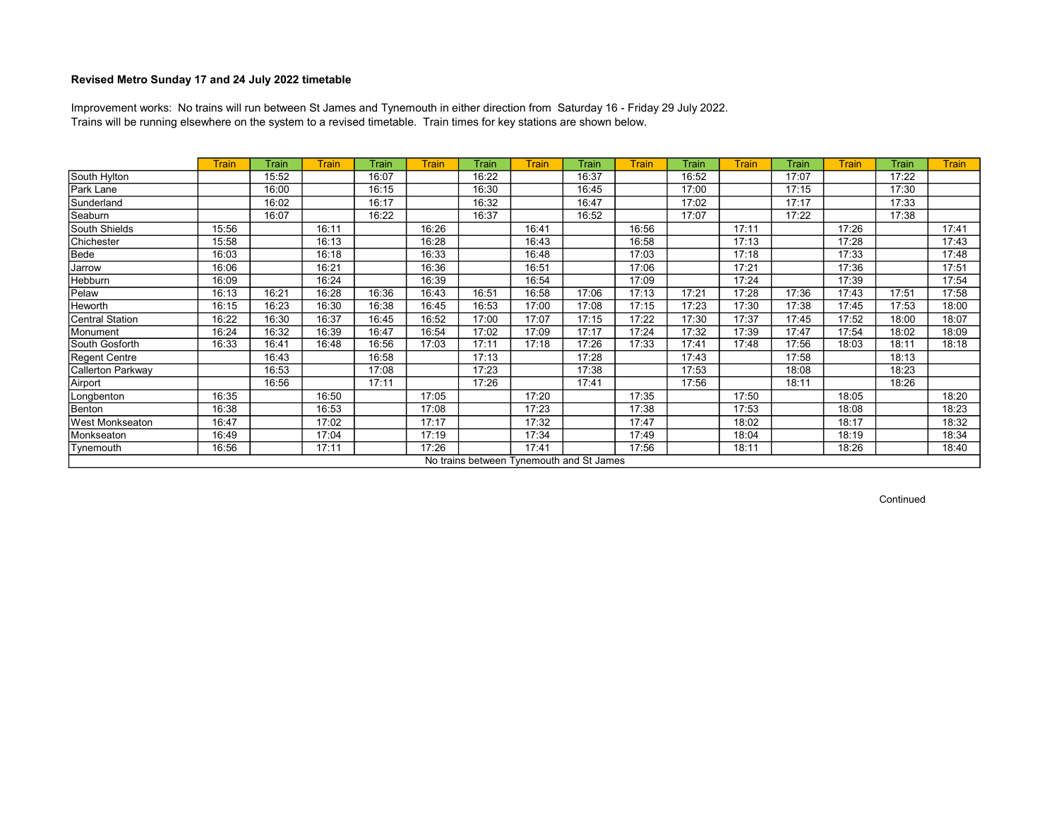**Revised Metro Sunday 17 and 24 July 2022 timetable**

Improvement works: No trains will run between St James and Tynemouth in either direction from Saturday 16 - Friday 29 July 2022.
Trains will be running elsewhere on the system to a revised timetable. Train times for key stations are shown below.

| | Train | Train | Train | Train | Train | Train | Train | Train | Train | Train | Train | Train | Train | Train | Train |
|---|---|---|---|---|---|---|---|---|---|---|---|---|---|---|---|
| South Hylton | | 15:52 | | 16:07 | | 16:22 | | 16:37 | | 16:52 | | 17:07 | | 17:22 | |
| Park Lane | | 16:00 | | 16:15 | | 16:30 | | 16:45 | | 17:00 | | 17:15 | | 17:30 | |
| Sunderland | | 16:02 | | 16:17 | | 16:32 | | 16:47 | | 17:02 | | 17:17 | | 17:33 | |
| Seaburn | | 16:07 | | 16:22 | | 16:37 | | 16:52 | | 17:07 | | 17:22 | | 17:38 | |
| South Shields | 15:56 | | 16:11 | | 16:26 | | 16:41 | | 16:56 | | 17:11 | | 17:26 | | 17:41 |
| Chichester | 15:58 | | 16:13 | | 16:28 | | 16:43 | | 16:58 | | 17:13 | | 17:28 | | 17:43 |
| Bede | 16:03 | | 16:18 | | 16:33 | | 16:48 | | 17:03 | | 17:18 | | 17:33 | | 17:48 |
| Jarrow | 16:06 | | 16:21 | | 16:36 | | 16:51 | | 17:06 | | 17:21 | | 17:36 | | 17:51 |
| Hebburn | 16:09 | | 16:24 | | 16:39 | | 16:54 | | 17:09 | | 17:24 | | 17:39 | | 17:54 |
| Pelaw | 16:13 | 16:21 | 16:28 | 16:36 | 16:43 | 16:51 | 16:58 | 17:06 | 17:13 | 17:21 | 17:28 | 17:36 | 17:43 | 17:51 | 17:58 |
| Heworth | 16:15 | 16:23 | 16:30 | 16:38 | 16:45 | 16:53 | 17:00 | 17:08 | 17:15 | 17:23 | 17:30 | 17:38 | 17:45 | 17:53 | 18:00 |
| Central Station | 16:22 | 16:30 | 16:37 | 16:45 | 16:52 | 17:00 | 17:07 | 17:15 | 17:22 | 17:30 | 17:37 | 17:45 | 17:52 | 18:00 | 18:07 |
| Monument | 16:24 | 16:32 | 16:39 | 16:47 | 16:54 | 17:02 | 17:09 | 17:17 | 17:24 | 17:32 | 17:39 | 17:47 | 17:54 | 18:02 | 18:09 |
| South Gosforth | 16:33 | 16:41 | 16:48 | 16:56 | 17:03 | 17:11 | 17:18 | 17:26 | 17:33 | 17:41 | 17:48 | 17:56 | 18:03 | 18:11 | 18:18 |
| Regent Centre | | 16:43 | | 16:58 | | 17:13 | | 17:28 | | 17:43 | | 17:58 | | 18:13 | |
| Callerton Parkway | | 16:53 | | 17:08 | | 17:23 | | 17:38 | | 17:53 | | 18:08 | | 18:23 | |
| Airport | | 16:56 | | 17:11 | | 17:26 | | 17:41 | | 17:56 | | 18:11 | | 18:26 | |
| Longbenton | 16:35 | | 16:50 | | 17:05 | | 17:20 | | 17:35 | | 17:50 | | 18:05 | | 18:20 |
| Benton | 16:38 | | 16:53 | | 17:08 | | 17:23 | | 17:38 | | 17:53 | | 18:08 | | 18:23 |
| West Monkseaton | 16:47 | | 17:02 | | 17:17 | | 17:32 | | 17:47 | | 18:02 | | 18:17 | | 18:32 |
| Monkseaton | 16:49 | | 17:04 | | 17:19 | | 17:34 | | 17:49 | | 18:04 | | 18:19 | | 18:34 |
| Tynemouth | 16:56 | | 17:11 | | 17:26 | | 17:41 | | 17:56 | | 18:11 | | 18:26 | | 18:40 |

No trains between Tynemouth and St James

Continued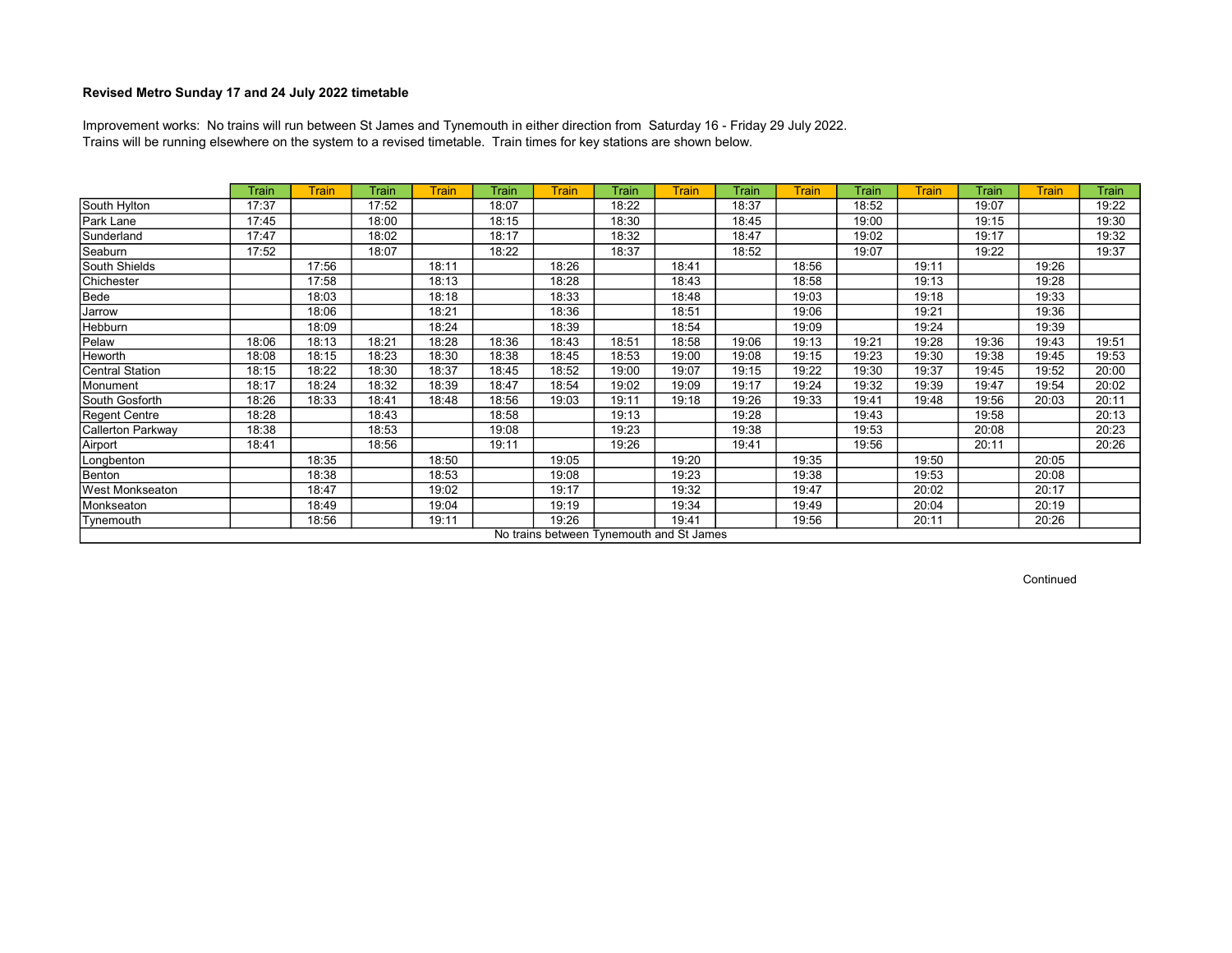**Revised Metro Sunday 17 and 24 July 2022 timetable**

Improvement works: No trains will run between St James and Tynemouth in either direction from Saturday 16 - Friday 29 July 2022.
Trains will be running elsewhere on the system to a revised timetable. Train times for key stations are shown below.

| | Train | Train | Train | Train | Train | Train | Train | Train | Train | Train | Train | Train | Train | Train | Train |
|---|---|---|---|---|---|---|---|---|---|---|---|---|---|---|---|
| South Hylton | 17:37 | | 17:52 | | 18:07 | | 18:22 | | 18:37 | | 18:52 | | 19:07 | | 19:22 |
| Park Lane | 17:45 | | 18:00 | | 18:15 | | 18:30 | | 18:45 | | 19:00 | | 19:15 | | 19:30 |
| Sunderland | 17:47 | | 18:02 | | 18:17 | | 18:32 | | 18:47 | | 19:02 | | 19:17 | | 19:32 |
| Seaburn | 17:52 | | 18:07 | | 18:22 | | 18:37 | | 18:52 | | 19:07 | | 19:22 | | 19:37 |
| South Shields | | 17:56 | | 18:11 | | 18:26 | | 18:41 | | 18:56 | | 19:11 | | 19:26 | |
| Chichester | | 17:58 | | 18:13 | | 18:28 | | 18:43 | | 18:58 | | 19:13 | | 19:28 | |
| Bede | | 18:03 | | 18:18 | | 18:33 | | 18:48 | | 19:03 | | 19:18 | | 19:33 | |
| Jarrow | | 18:06 | | 18:21 | | 18:36 | | 18:51 | | 19:06 | | 19:21 | | 19:36 | |
| Hebburn | | 18:09 | | 18:24 | | 18:39 | | 18:54 | | 19:09 | | 19:24 | | 19:39 | |
| Pelaw | 18:06 | 18:13 | 18:21 | 18:28 | 18:36 | 18:43 | 18:51 | 18:58 | 19:06 | 19:13 | 19:21 | 19:28 | 19:36 | 19:43 | 19:51 |
| Heworth | 18:08 | 18:15 | 18:23 | 18:30 | 18:38 | 18:45 | 18:53 | 19:00 | 19:08 | 19:15 | 19:23 | 19:30 | 19:38 | 19:45 | 19:53 |
| Central Station | 18:15 | 18:22 | 18:30 | 18:37 | 18:45 | 18:52 | 19:00 | 19:07 | 19:15 | 19:22 | 19:30 | 19:37 | 19:45 | 19:52 | 20:00 |
| Monument | 18:17 | 18:24 | 18:32 | 18:39 | 18:47 | 18:54 | 19:02 | 19:09 | 19:17 | 19:24 | 19:32 | 19:39 | 19:47 | 19:54 | 20:02 |
| South Gosforth | 18:26 | 18:33 | 18:41 | 18:48 | 18:56 | 19:03 | 19:11 | 19:18 | 19:26 | 19:33 | 19:41 | 19:48 | 19:56 | 20:03 | 20:11 |
| Regent Centre | 18:28 | | 18:43 | | 18:58 | | 19:13 | | 19:28 | | 19:43 | | 19:58 | | 20:13 |
| Callerton Parkway | 18:38 | | 18:53 | | 19:08 | | 19:23 | | 19:38 | | 19:53 | | 20:08 | | 20:23 |
| Airport | 18:41 | | 18:56 | | 19:11 | | 19:26 | | 19:41 | | 19:56 | | 20:11 | | 20:26 |
| Longbenton | | 18:35 | | 18:50 | | 19:05 | | 19:20 | | 19:35 | | 19:50 | | 20:05 | |
| Benton | | 18:38 | | 18:53 | | 19:08 | | 19:23 | | 19:38 | | 19:53 | | 20:08 | |
| West Monkseaton | | 18:47 | | 19:02 | | 19:17 | | 19:32 | | 19:47 | | 20:02 | | 20:17 | |
| Monkseaton | | 18:49 | | 19:04 | | 19:19 | | 19:34 | | 19:49 | | 20:04 | | 20:19 | |
| Tynemouth | | 18:56 | | 19:11 | | 19:26 | | 19:41 | | 19:56 | | 20:11 | | 20:26 | |
| No trains between Tynemouth and St James | | | | | | | | | | | | | | | |

Continued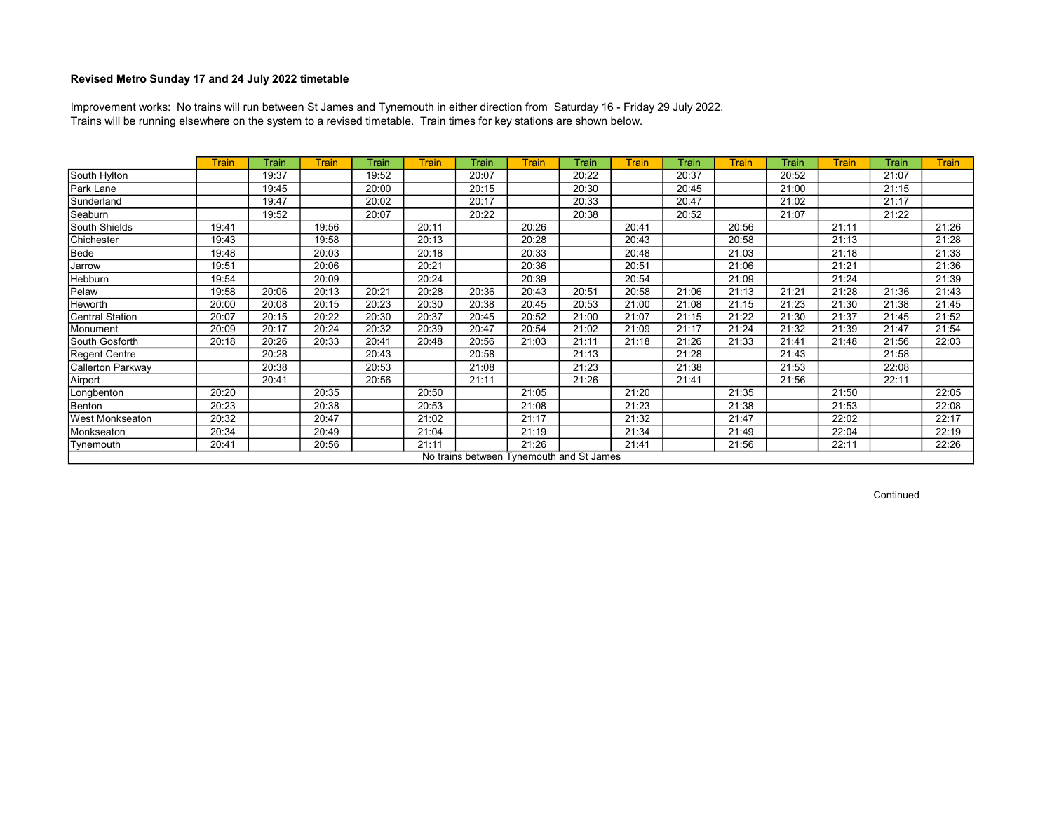**Revised Metro Sunday 17 and 24 July 2022 timetable**

Improvement works: No trains will run between St James and Tynemouth in either direction from Saturday 16 - Friday 29 July 2022.
Trains will be running elsewhere on the system to a revised timetable. Train times for key stations are shown below.

| | Train | Train | Train | Train | Train | Train | Train | Train | Train | Train | Train | Train | Train | Train | Train |
|---|---|---|---|---|---|---|---|---|---|---|---|---|---|---|---|
| South Hylton | | 19:37 | | 19:52 | | 20:07 | | 20:22 | | 20:37 | | 20:52 | | 21:07 | |
| Park Lane | | 19:45 | | 20:00 | | 20:15 | | 20:30 | | 20:45 | | 21:00 | | 21:15 | |
| Sunderland | | 19:47 | | 20:02 | | 20:17 | | 20:33 | | 20:47 | | 21:02 | | 21:17 | |
| Seaburn | | 19:52 | | 20:07 | | 20:22 | | 20:38 | | 20:52 | | 21:07 | | 21:22 | |
| South Shields | 19:41 | | 19:56 | | 20:11 | | 20:26 | | 20:41 | | 20:56 | | 21:11 | | 21:26 |
| Chichester | 19:43 | | 19:58 | | 20:13 | | 20:28 | | 20:43 | | 20:58 | | 21:13 | | 21:28 |
| Bede | 19:48 | | 20:03 | | 20:18 | | 20:33 | | 20:48 | | 21:03 | | 21:18 | | 21:33 |
| Jarrow | 19:51 | | 20:06 | | 20:21 | | 20:36 | | 20:51 | | 21:06 | | 21:21 | | 21:36 |
| Hebburn | 19:54 | | 20:09 | | 20:24 | | 20:39 | | 20:54 | | 21:09 | | 21:24 | | 21:39 |
| Pelaw | 19:58 | 20:06 | 20:13 | 20:21 | 20:28 | 20:36 | 20:43 | 20:51 | 20:58 | 21:06 | 21:13 | 21:21 | 21:28 | 21:36 | 21:43 |
| Heworth | 20:00 | 20:08 | 20:15 | 20:23 | 20:30 | 20:38 | 20:45 | 20:53 | 21:00 | 21:08 | 21:15 | 21:23 | 21:30 | 21:38 | 21:45 |
| Central Station | 20:07 | 20:15 | 20:22 | 20:30 | 20:37 | 20:45 | 20:52 | 21:00 | 21:07 | 21:15 | 21:22 | 21:30 | 21:37 | 21:45 | 21:52 |
| Monument | 20:09 | 20:17 | 20:24 | 20:32 | 20:39 | 20:47 | 20:54 | 21:02 | 21:09 | 21:17 | 21:24 | 21:32 | 21:39 | 21:47 | 21:54 |
| South Gosforth | 20:18 | 20:26 | 20:33 | 20:41 | 20:48 | 20:56 | 21:03 | 21:11 | 21:18 | 21:26 | 21:33 | 21:41 | 21:48 | 21:56 | 22:03 |
| Regent Centre | | 20:28 | | 20:43 | | 20:58 | | 21:13 | | 21:28 | | 21:43 | | 21:58 | |
| Callerton Parkway | | 20:38 | | 20:53 | | 21:08 | | 21:23 | | 21:38 | | 21:53 | | 22:08 | |
| Airport | | 20:41 | | 20:56 | | 21:11 | | 21:26 | | 21:41 | | 21:56 | | 22:11 | |
| Longbenton | 20:20 | | 20:35 | | 20:50 | | 21:05 | | 21:20 | | 21:35 | | 21:50 | | 22:05 |
| Benton | 20:23 | | 20:38 | | 20:53 | | 21:08 | | 21:23 | | 21:38 | | 21:53 | | 22:08 |
| West Monkseaton | 20:32 | | 20:47 | | 21:02 | | 21:17 | | 21:32 | | 21:47 | | 22:02 | | 22:17 |
| Monkseaton | 20:34 | | 20:49 | | 21:04 | | 21:19 | | 21:34 | | 21:49 | | 22:04 | | 22:19 |
| Tynemouth | 20:41 | | 20:56 | | 21:11 | | 21:26 | | 21:41 | | 21:56 | | 22:11 | | 22:26 |
| No trains between Tynemouth and St James | | | | | | | | | | | | | | | |

Continued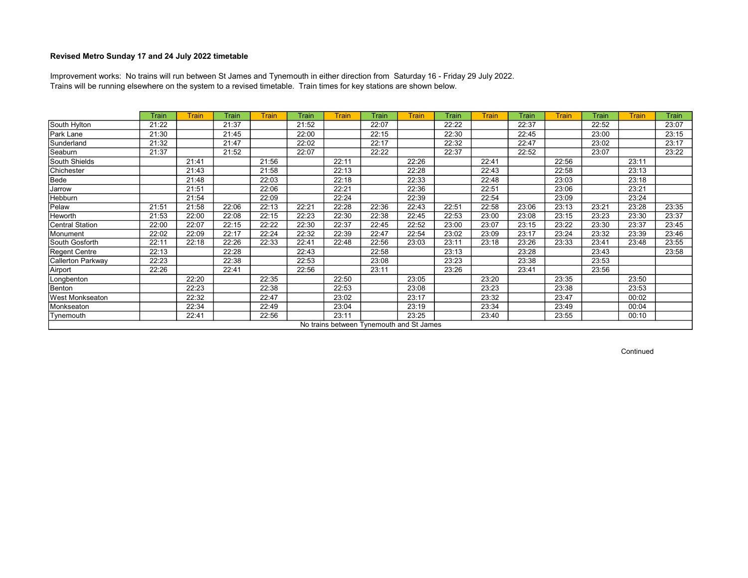**Revised Metro Sunday 17 and 24 July 2022 timetable**

Improvement works: No trains will run between St James and Tynemouth in either direction from Saturday 16 - Friday 29 July 2022.
Trains will be running elsewhere on the system to a revised timetable. Train times for key stations are shown below.

| | Train | Train | Train | Train | Train | Train | Train | Train | Train | Train | Train | Train | Train | Train | Train |
|---|---|---|---|---|---|---|---|---|---|---|---|---|---|---|---|
| South Hylton | 21:22 | | 21:37 | | 21:52 | | 22:07 | | 22:22 | | 22:37 | | 22:52 | | 23:07 |
| Park Lane | 21:30 | | 21:45 | | 22:00 | | 22:15 | | 22:30 | | 22:45 | | 23:00 | | 23:15 |
| Sunderland | 21:32 | | 21:47 | | 22:02 | | 22:17 | | 22:32 | | 22:47 | | 23:02 | | 23:17 |
| Seaburn | 21:37 | | 21:52 | | 22:07 | | 22:22 | | 22:37 | | 22:52 | | 23:07 | | 23:22 |
| South Shields | | 21:41 | | 21:56 | | 22:11 | | 22:26 | | 22:41 | | 22:56 | | 23:11 | |
| Chichester | | 21:43 | | 21:58 | | 22:13 | | 22:28 | | 22:43 | | 22:58 | | 23:13 | |
| Bede | | 21:48 | | 22:03 | | 22:18 | | 22:33 | | 22:48 | | 23:03 | | 23:18 | |
| Jarrow | | 21:51 | | 22:06 | | 22:21 | | 22:36 | | 22:51 | | 23:06 | | 23:21 | |
| Hebburn | | 21:54 | | 22:09 | | 22:24 | | 22:39 | | 22:54 | | 23:09 | | 23:24 | |
| Pelaw | 21:51 | 21:58 | 22:06 | 22:13 | 22:21 | 22:28 | 22:36 | 22:43 | 22:51 | 22:58 | 23:06 | 23:13 | 23:21 | 23:28 | 23:35 |
| Heworth | 21:53 | 22:00 | 22:08 | 22:15 | 22:23 | 22:30 | 22:38 | 22:45 | 22:53 | 23:00 | 23:08 | 23:15 | 23:23 | 23:30 | 23:37 |
| Central Station | 22:00 | 22:07 | 22:15 | 22:22 | 22:30 | 22:37 | 22:45 | 22:52 | 23:00 | 23:07 | 23:15 | 23:22 | 23:30 | 23:37 | 23:45 |
| Monument | 22:02 | 22:09 | 22:17 | 22:24 | 22:32 | 22:39 | 22:47 | 22:54 | 23:02 | 23:09 | 23:17 | 23:24 | 23:32 | 23:39 | 23:46 |
| South Gosforth | 22:11 | 22:18 | 22:26 | 22:33 | 22:41 | 22:48 | 22:56 | 23:03 | 23:11 | 23:18 | 23:26 | 23:33 | 23:41 | 23:48 | 23:55 |
| Regent Centre | 22:13 | | 22:28 | | 22:43 | | 22:58 | | 23:13 | | 23:28 | | 23:43 | | 23:58 |
| Callerton Parkway | 22:23 | | 22:38 | | 22:53 | | 23:08 | | 23:23 | | 23:38 | | 23:53 | | |
| Airport | 22:26 | | 22:41 | | 22:56 | | 23:11 | | 23:26 | | 23:41 | | 23:56 | | |
| Longbenton | | 22:20 | | 22:35 | | 22:50 | | 23:05 | | 23:20 | | 23:35 | | 23:50 | |
| Benton | | 22:23 | | 22:38 | | 22:53 | | 23:08 | | 23:23 | | 23:38 | | 23:53 | |
| West Monkseaton | | 22:32 | | 22:47 | | 23:02 | | 23:17 | | 23:32 | | 23:47 | | 00:02 | |
| Monkseaton | | 22:34 | | 22:49 | | 23:04 | | 23:19 | | 23:34 | | 23:49 | | 00:04 | |
| Tynemouth | | 22:41 | | 22:56 | | 23:11 | | 23:25 | | 23:40 | | 23:55 | | 00:10 | |
| No trains between Tynemouth and St James | | | | | | | | | | | | | | | |

Continued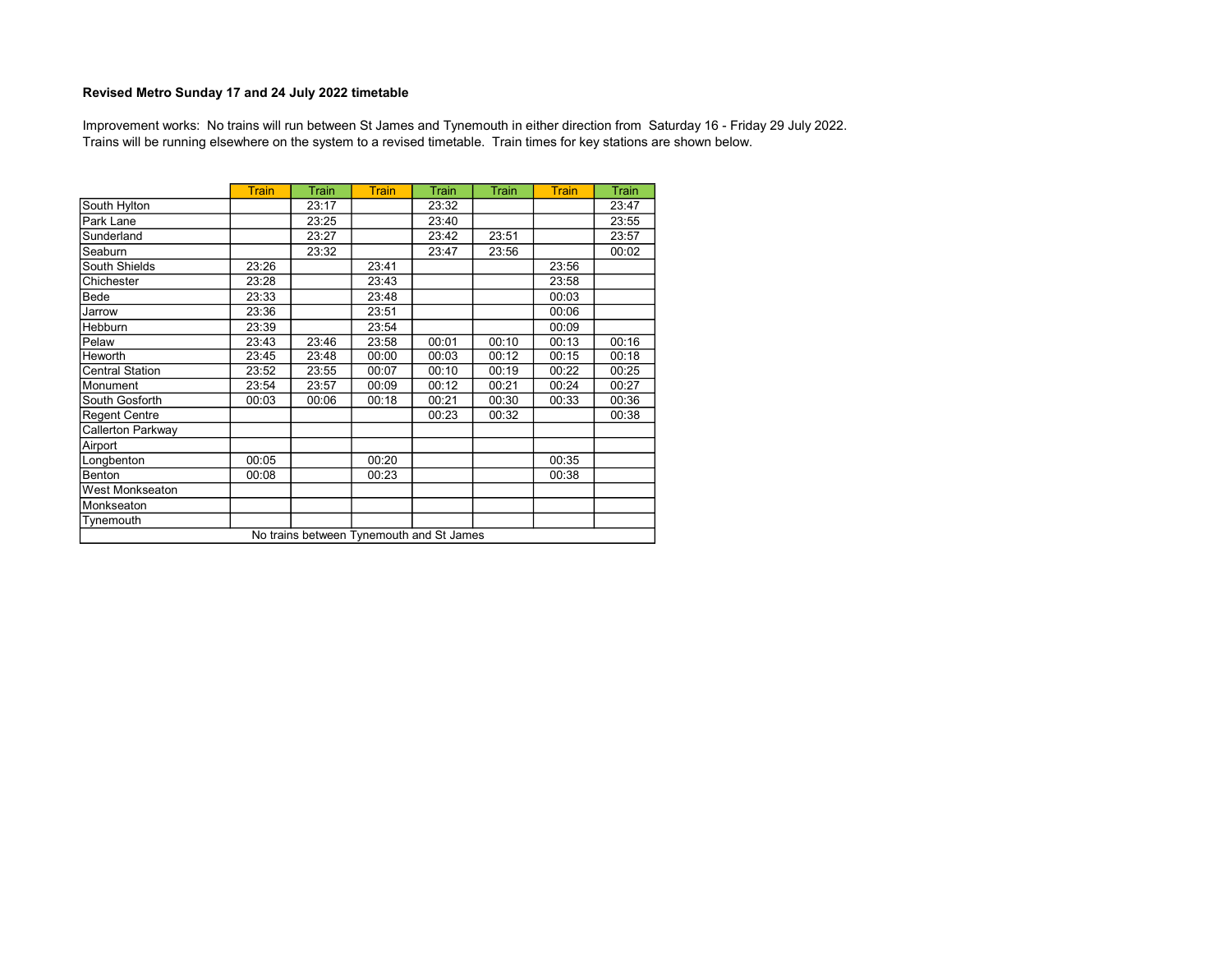**Revised Metro Sunday 17 and 24 July 2022 timetable**

Improvement works: No trains will run between St James and Tynemouth in either direction from Saturday 16 - Friday 29 July 2022.
Trains will be running elsewhere on the system to a revised timetable. Train times for key stations are shown below.

| | Train | Train | Train | Train | Train | Train | Train |
|---|---|---|---|---|---|---|---|
| South Hylton | | 23:17 | | 23:32 | | | 23:47 |
| Park Lane | | 23:25 | | 23:40 | | | 23:55 |
| Sunderland | | 23:27 | | 23:42 | 23:51 | | 23:57 |
| Seaburn | | 23:32 | | 23:47 | 23:56 | | 00:02 |
| South Shields | 23:26 | | 23:41 | | | 23:56 | |
| Chichester | 23:28 | | 23:43 | | | 23:58 | |
| Bede | 23:33 | | 23:48 | | | 00:03 | |
| Jarrow | 23:36 | | 23:51 | | | 00:06 | |
| Hebburn | 23:39 | | 23:54 | | | 00:09 | |
| Pelaw | 23:43 | 23:46 | 23:58 | 00:01 | 00:10 | 00:13 | 00:16 |
| Heworth | 23:45 | 23:48 | 00:00 | 00:03 | 00:12 | 00:15 | 00:18 |
| Central Station | 23:52 | 23:55 | 00:07 | 00:10 | 00:19 | 00:22 | 00:25 |
| Monument | 23:54 | 23:57 | 00:09 | 00:12 | 00:21 | 00:24 | 00:27 |
| South Gosforth | 00:03 | 00:06 | 00:18 | 00:21 | 00:30 | 00:33 | 00:36 |
| Regent Centre | | | | 00:23 | 00:32 | | 00:38 |
| Callerton Parkway | | | | | | | |
| Airport | | | | | | | |
| Longbenton | 00:05 | | 00:20 | | | 00:35 | |
| Benton | 00:08 | | 00:23 | | | 00:38 | |
| West Monkseaton | | | | | | | |
| Monkseaton | | | | | | | |
| Tynemouth | | | | | | | |
| No trains between Tynemouth and St James | | | | | | | |